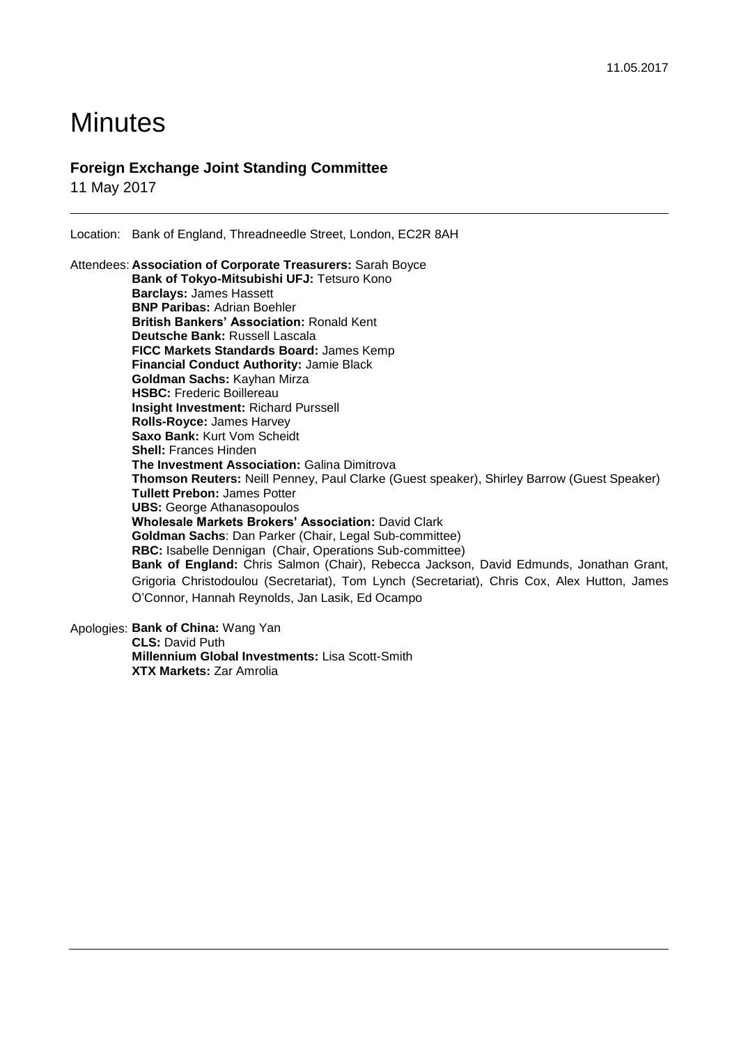11.05.2017

# Minutes

## Foreign Exchange Joint Standing Committee

11 May 2017

---

Location: Bank of England, Threadneedle Street, London, EC2R 8AH

Attendees:
**Association of Corporate Treasurers:** Sarah Boyce
**Bank of Tokyo-Mitsubishi UFJ:** Tetsuro Kono
**Barclays:** James Hassett
**BNP Paribas:** Adrian Boehler
**British Bankers' Association:** Ronald Kent
**Deutsche Bank:** Russell Lascala
**FICC Markets Standards Board:** James Kemp
**Financial Conduct Authority:** Jamie Black
**Goldman Sachs:** Kayhan Mirza
**HSBC:** Frederic Boillereau
**Insight Investment:** Richard Purssell
**Rolls-Royce:** James Harvey
**Saxo Bank:** Kurt Vom Scheidt
**Shell:** Frances Hinden
**The Investment Association:** Galina Dimitrova
**Thomson Reuters:** Neill Penney, Paul Clarke (Guest speaker), Shirley Barrow (Guest Speaker)
**Tullett Prebon:** James Potter
**UBS:** George Athanasopoulos
**Wholesale Markets Brokers' Association:** David Clark
**Goldman Sachs**: Dan Parker (Chair, Legal Sub-committee)
**RBC:** Isabelle Dennigan (Chair, Operations Sub-committee)
**Bank of England:** Chris Salmon (Chair), Rebecca Jackson, David Edmunds, Jonathan Grant, Grigoria Christodoulou (Secretariat), Tom Lynch (Secretariat), Chris Cox, Alex Hutton, James O'Connor, Hannah Reynolds, Jan Lasik, Ed Ocampo

Apologies:
**Bank of China:** Wang Yan
**CLS:** David Puth
**Millennium Global Investments:** Lisa Scott-Smith
**XTX Markets:** Zar Amrolia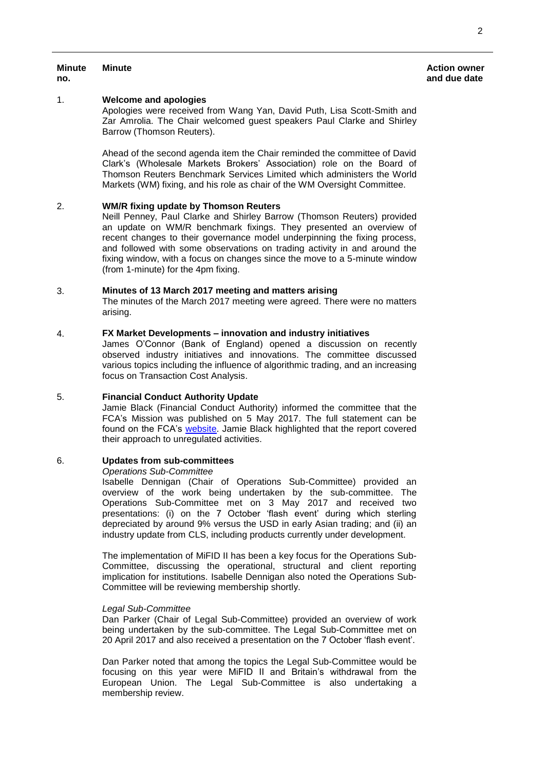| Minute no. | Minute | Action owner and due date |
|---|---|---|
| 1. | **Welcome and apologies**<br>Apologies were received from Wang Yan, David Puth, Lisa Scott-Smith and Zar Amrolia. The Chair welcomed guest speakers Paul Clarke and Shirley Barrow (Thomson Reuters).<br><br>Ahead of the second agenda item the Chair reminded the committee of David Clark's (Wholesale Markets Brokers' Association) role on the Board of Thomson Reuters Benchmark Services Limited which administers the World Markets (WM) fixing, and his role as chair of the WM Oversight Committee. | |
| 2. | **WM/R fixing update by Thomson Reuters**<br>Neill Penney, Paul Clarke and Shirley Barrow (Thomson Reuters) provided an update on WM/R benchmark fixings. They presented an overview of recent changes to their governance model underpinning the fixing process, and followed with some observations on trading activity in and around the fixing window, with a focus on changes since the move to a 5-minute window (from 1-minute) for the 4pm fixing. | |
| 3. | **Minutes of 13 March 2017 meeting and matters arising**<br>The minutes of the March 2017 meeting were agreed. There were no matters arising. | |
| 4. | **FX Market Developments – innovation and industry initiatives**<br>James O'Connor (Bank of England) opened a discussion on recently observed industry initiatives and innovations. The committee discussed various topics including the influence of algorithmic trading, and an increasing focus on Transaction Cost Analysis. | |
| 5. | **Financial Conduct Authority Update**<br>Jamie Black (Financial Conduct Authority) informed the committee that the FCA's Mission was published on 5 May 2017. The full statement can be found on the FCA's website. Jamie Black highlighted that the report covered their approach to unregulated activities. | |
| 6. | **Updates from sub-committees**<br>*Operations Sub-Committee*<br>Isabelle Dennigan (Chair of Operations Sub-Committee) provided an overview of the work being undertaken by the sub-committee. The Operations Sub-Committee met on 3 May 2017 and received two presentations: (i) on the 7 October 'flash event' during which sterling depreciated by around 9% versus the USD in early Asian trading; and (ii) an industry update from CLS, including products currently under development.<br><br>The implementation of MiFID II has been a key focus for the Operations Sub-Committee, discussing the operational, structural and client reporting implication for institutions. Isabelle Dennigan also noted the Operations Sub-Committee will be reviewing membership shortly.<br><br>*Legal Sub-Committee*<br>Dan Parker (Chair of Legal Sub-Committee) provided an overview of work being undertaken by the sub-committee. The Legal Sub-Committee met on 20 April 2017 and also received a presentation on the 7 October 'flash event'.<br><br>Dan Parker noted that among the topics the Legal Sub-Committee would be focusing on this year were MiFID II and Britain's withdrawal from the European Union. The Legal Sub-Committee is also undertaking a membership review. | |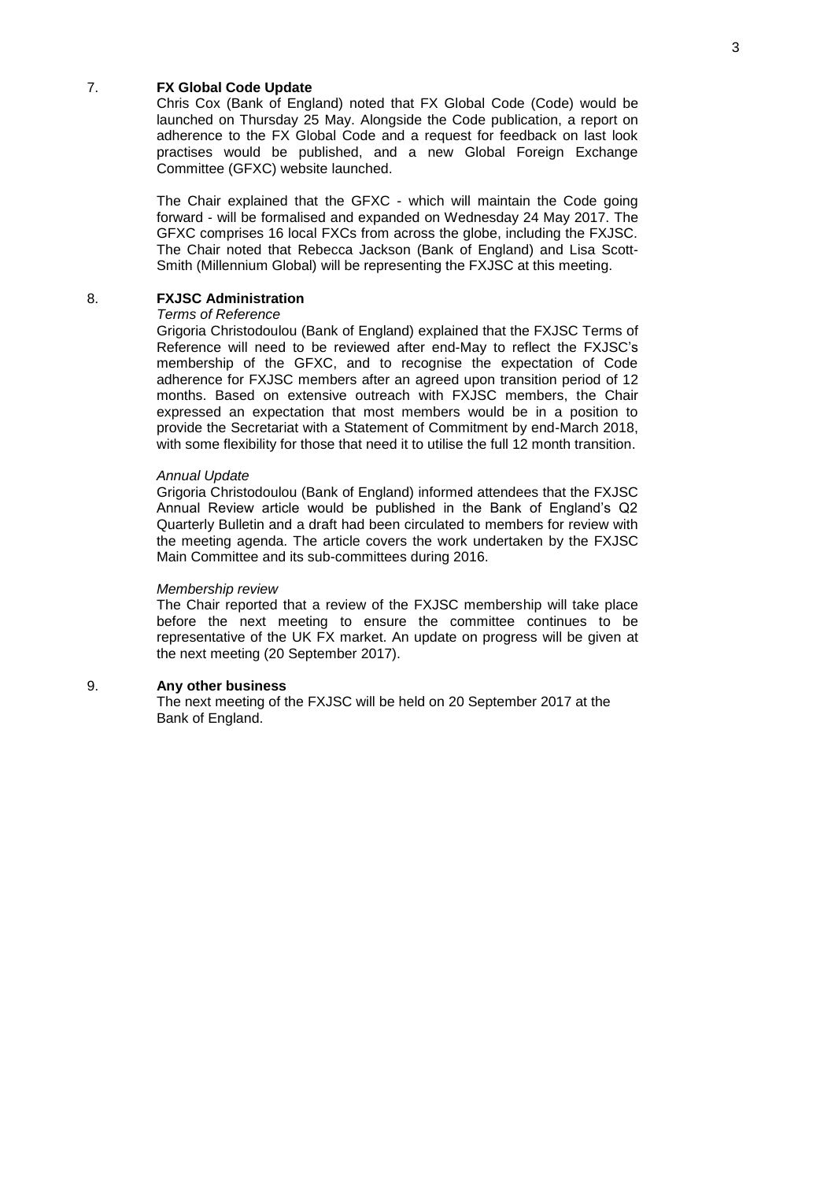## 7. FX Global Code Update

Chris Cox (Bank of England) noted that FX Global Code (Code) would be launched on Thursday 25 May. Alongside the Code publication, a report on adherence to the FX Global Code and a request for feedback on last look practises would be published, and a new Global Foreign Exchange Committee (GFXC) website launched.

The Chair explained that the GFXC - which will maintain the Code going forward - will be formalised and expanded on Wednesday 24 May 2017. The GFXC comprises 16 local FXCs from across the globe, including the FXJSC. The Chair noted that Rebecca Jackson (Bank of England) and Lisa Scott-Smith (Millennium Global) will be representing the FXJSC at this meeting.

## 8. FXJSC Administration

*Terms of Reference*

Grigoria Christodoulou (Bank of England) explained that the FXJSC Terms of Reference will need to be reviewed after end-May to reflect the FXJSC's membership of the GFXC, and to recognise the expectation of Code adherence for FXJSC members after an agreed upon transition period of 12 months. Based on extensive outreach with FXJSC members, the Chair expressed an expectation that most members would be in a position to provide the Secretariat with a Statement of Commitment by end-March 2018, with some flexibility for those that need it to utilise the full 12 month transition.

*Annual Update*

Grigoria Christodoulou (Bank of England) informed attendees that the FXJSC Annual Review article would be published in the Bank of England's Q2 Quarterly Bulletin and a draft had been circulated to members for review with the meeting agenda. The article covers the work undertaken by the FXJSC Main Committee and its sub-committees during 2016.

*Membership review*

The Chair reported that a review of the FXJSC membership will take place before the next meeting to ensure the committee continues to be representative of the UK FX market. An update on progress will be given at the next meeting (20 September 2017).

## 9. Any other business

The next meeting of the FXJSC will be held on 20 September 2017 at the Bank of England.